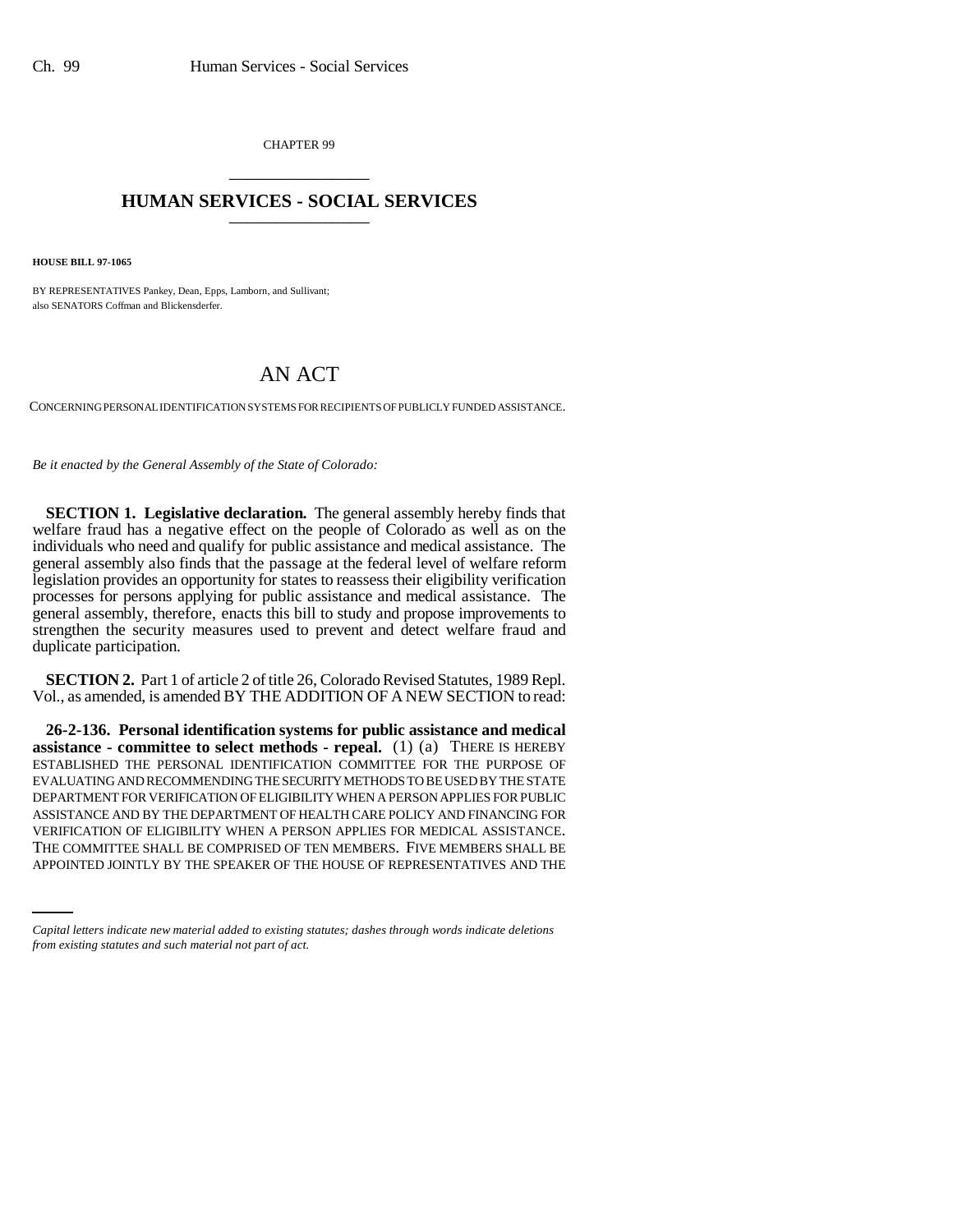CHAPTER 99

# HUMAN SERVICES - SOCIAL SERVICES

**HOUSE BILL 97-1065**

BY REPRESENTATIVES Pankey, Dean, Epps, Lamborn, and Sullivant;
also SENATORS Coffman and Blickensderfer.

# AN ACT

CONCERNING PERSONAL IDENTIFICATION SYSTEMS FOR RECIPIENTS OF PUBLICLY FUNDED ASSISTANCE.

*Be it enacted by the General Assembly of the State of Colorado:*

**SECTION 1. Legislative declaration.** The general assembly hereby finds that welfare fraud has a negative effect on the people of Colorado as well as on the individuals who need and qualify for public assistance and medical assistance. The general assembly also finds that the passage at the federal level of welfare reform legislation provides an opportunity for states to reassess their eligibility verification processes for persons applying for public assistance and medical assistance. The general assembly, therefore, enacts this bill to study and propose improvements to strengthen the security measures used to prevent and detect welfare fraud and duplicate participation.

**SECTION 2.** Part 1 of article 2 of title 26, Colorado Revised Statutes, 1989 Repl. Vol., as amended, is amended BY THE ADDITION OF A NEW SECTION to read:

**26-2-136. Personal identification systems for public assistance and medical assistance - committee to select methods - repeal.** (1) (a) THERE IS HEREBY ESTABLISHED THE PERSONAL IDENTIFICATION COMMITTEE FOR THE PURPOSE OF EVALUATING AND RECOMMENDING THE SECURITY METHODS TO BE USED BY THE STATE DEPARTMENT FOR VERIFICATION OF ELIGIBILITY WHEN A PERSON APPLIES FOR PUBLIC ASSISTANCE AND BY THE DEPARTMENT OF HEALTH CARE POLICY AND FINANCING FOR VERIFICATION OF ELIGIBILITY WHEN A PERSON APPLIES FOR MEDICAL ASSISTANCE. THE COMMITTEE SHALL BE COMPRISED OF TEN MEMBERS. FIVE MEMBERS SHALL BE APPOINTED JOINTLY BY THE SPEAKER OF THE HOUSE OF REPRESENTATIVES AND THE

*Capital letters indicate new material added to existing statutes; dashes through words indicate deletions from existing statutes and such material not part of act.*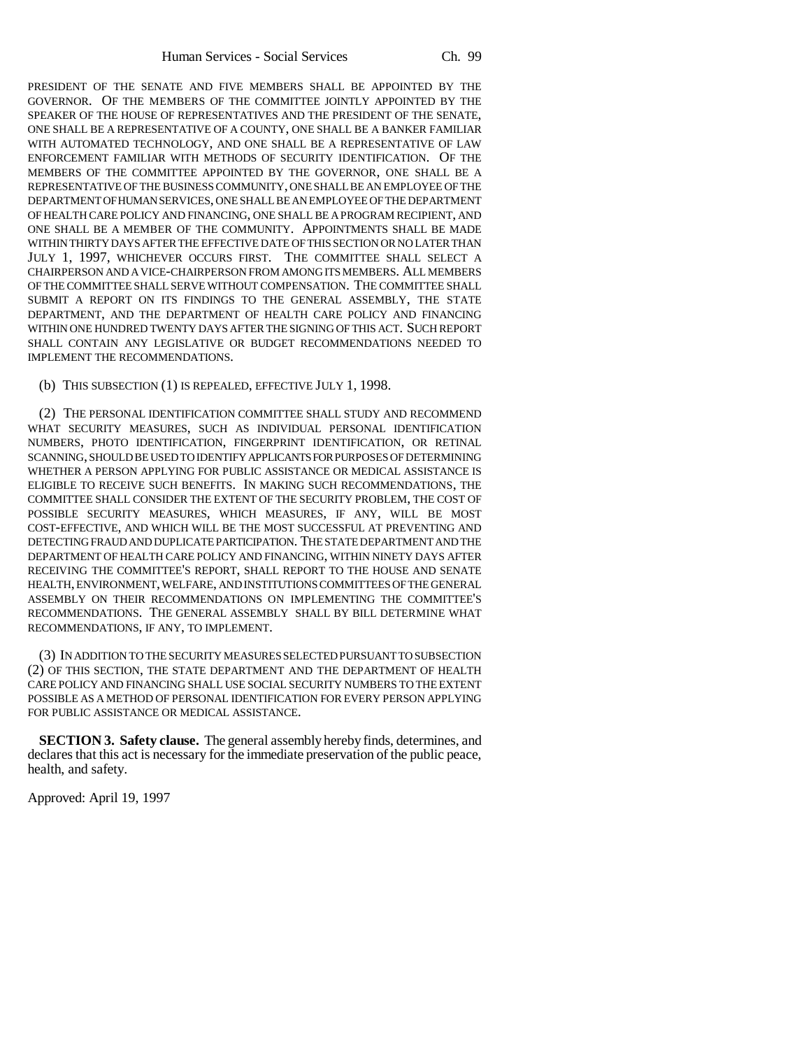PRESIDENT OF THE SENATE AND FIVE MEMBERS SHALL BE APPOINTED BY THE GOVERNOR. OF THE MEMBERS OF THE COMMITTEE JOINTLY APPOINTED BY THE SPEAKER OF THE HOUSE OF REPRESENTATIVES AND THE PRESIDENT OF THE SENATE, ONE SHALL BE A REPRESENTATIVE OF A COUNTY, ONE SHALL BE A BANKER FAMILIAR WITH AUTOMATED TECHNOLOGY, AND ONE SHALL BE A REPRESENTATIVE OF LAW ENFORCEMENT FAMILIAR WITH METHODS OF SECURITY IDENTIFICATION. OF THE MEMBERS OF THE COMMITTEE APPOINTED BY THE GOVERNOR, ONE SHALL BE A REPRESENTATIVE OF THE BUSINESS COMMUNITY, ONE SHALL BE AN EMPLOYEE OF THE DEPARTMENT OF HUMAN SERVICES, ONE SHALL BE AN EMPLOYEE OF THE DEPARTMENT OF HEALTH CARE POLICY AND FINANCING, ONE SHALL BE A PROGRAM RECIPIENT, AND ONE SHALL BE A MEMBER OF THE COMMUNITY. APPOINTMENTS SHALL BE MADE WITHIN THIRTY DAYS AFTER THE EFFECTIVE DATE OF THIS SECTION OR NO LATER THAN JULY 1, 1997, WHICHEVER OCCURS FIRST. THE COMMITTEE SHALL SELECT A CHAIRPERSON AND A VICE-CHAIRPERSON FROM AMONG ITS MEMBERS. ALL MEMBERS OF THE COMMITTEE SHALL SERVE WITHOUT COMPENSATION. THE COMMITTEE SHALL SUBMIT A REPORT ON ITS FINDINGS TO THE GENERAL ASSEMBLY, THE STATE DEPARTMENT, AND THE DEPARTMENT OF HEALTH CARE POLICY AND FINANCING WITHIN ONE HUNDRED TWENTY DAYS AFTER THE SIGNING OF THIS ACT. SUCH REPORT SHALL CONTAIN ANY LEGISLATIVE OR BUDGET RECOMMENDATIONS NEEDED TO IMPLEMENT THE RECOMMENDATIONS.

(b) THIS SUBSECTION (1) IS REPEALED, EFFECTIVE JULY 1, 1998.

(2) THE PERSONAL IDENTIFICATION COMMITTEE SHALL STUDY AND RECOMMEND WHAT SECURITY MEASURES, SUCH AS INDIVIDUAL PERSONAL IDENTIFICATION NUMBERS, PHOTO IDENTIFICATION, FINGERPRINT IDENTIFICATION, OR RETINAL SCANNING, SHOULD BE USED TO IDENTIFY APPLICANTS FOR PURPOSES OF DETERMINING WHETHER A PERSON APPLYING FOR PUBLIC ASSISTANCE OR MEDICAL ASSISTANCE IS ELIGIBLE TO RECEIVE SUCH BENEFITS. IN MAKING SUCH RECOMMENDATIONS, THE COMMITTEE SHALL CONSIDER THE EXTENT OF THE SECURITY PROBLEM, THE COST OF POSSIBLE SECURITY MEASURES, WHICH MEASURES, IF ANY, WILL BE MOST COST-EFFECTIVE, AND WHICH WILL BE THE MOST SUCCESSFUL AT PREVENTING AND DETECTING FRAUD AND DUPLICATE PARTICIPATION. THE STATE DEPARTMENT AND THE DEPARTMENT OF HEALTH CARE POLICY AND FINANCING, WITHIN NINETY DAYS AFTER RECEIVING THE COMMITTEE'S REPORT, SHALL REPORT TO THE HOUSE AND SENATE HEALTH, ENVIRONMENT, WELFARE, AND INSTITUTIONS COMMITTEES OF THE GENERAL ASSEMBLY ON THEIR RECOMMENDATIONS ON IMPLEMENTING THE COMMITTEE'S RECOMMENDATIONS. THE GENERAL ASSEMBLY SHALL BY BILL DETERMINE WHAT RECOMMENDATIONS, IF ANY, TO IMPLEMENT.

(3) IN ADDITION TO THE SECURITY MEASURES SELECTED PURSUANT TO SUBSECTION (2) OF THIS SECTION, THE STATE DEPARTMENT AND THE DEPARTMENT OF HEALTH CARE POLICY AND FINANCING SHALL USE SOCIAL SECURITY NUMBERS TO THE EXTENT POSSIBLE AS A METHOD OF PERSONAL IDENTIFICATION FOR EVERY PERSON APPLYING FOR PUBLIC ASSISTANCE OR MEDICAL ASSISTANCE.

**SECTION 3. Safety clause.** The general assembly hereby finds, determines, and declares that this act is necessary for the immediate preservation of the public peace, health, and safety.

Approved: April 19, 1997